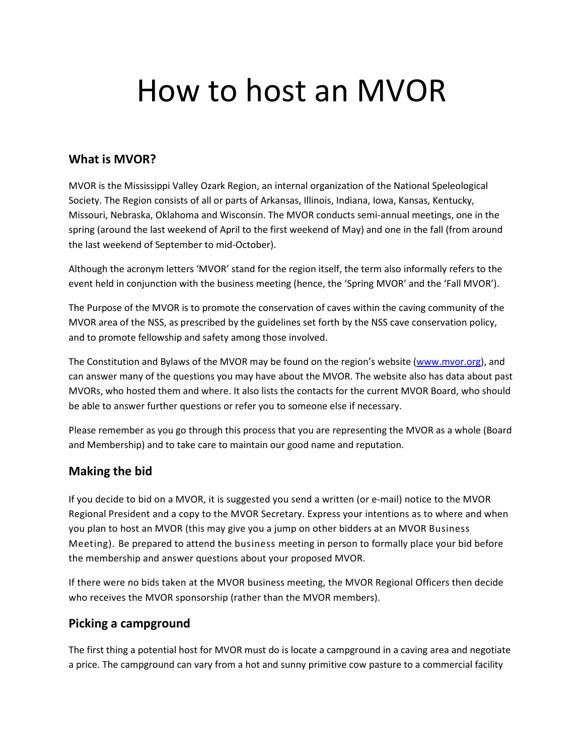# How to host an MVOR

## What is MVOR?

MVOR is the Mississippi Valley Ozark Region, an internal organization of the National Speleological Society. The Region consists of all or parts of Arkansas, Illinois, Indiana, Iowa, Kansas, Kentucky, Missouri, Nebraska, Oklahoma and Wisconsin. The MVOR conducts semi-annual meetings, one in the spring (around the last weekend of April to the first weekend of May) and one in the fall (from around the last weekend of September to mid-October).

Although the acronym letters 'MVOR' stand for the region itself, the term also informally refers to the event held in conjunction with the business meeting (hence, the 'Spring MVOR' and the 'Fall MVOR').

The Purpose of the MVOR is to promote the conservation of caves within the caving community of the MVOR area of the NSS, as prescribed by the guidelines set forth by the NSS cave conservation policy, and to promote fellowship and safety among those involved.

The Constitution and Bylaws of the MVOR may be found on the region's website ([www.mvor.org](www.mvor.org)), and can answer many of the questions you may have about the MVOR. The website also has data about past MVORs, who hosted them and where. It also lists the contacts for the current MVOR Board, who should be able to answer further questions or refer you to someone else if necessary.

Please remember as you go through this process that you are representing the MVOR as a whole (Board and Membership) and to take care to maintain our good name and reputation.

## Making the bid

If you decide to bid on a MVOR, it is suggested you send a written (or e-mail) notice to the MVOR Regional President and a copy to the MVOR Secretary. Express your intentions as to where and when you plan to host an MVOR (this may give you a jump on other bidders at an MVOR Business Meeting). Be prepared to attend the business meeting in person to formally place your bid before the membership and answer questions about your proposed MVOR.

If there were no bids taken at the MVOR business meeting, the MVOR Regional Officers then decide who receives the MVOR sponsorship (rather than the MVOR members).

## Picking a campground

The first thing a potential host for MVOR must do is locate a campground in a caving area and negotiate a price. The campground can vary from a hot and sunny primitive cow pasture to a commercial facility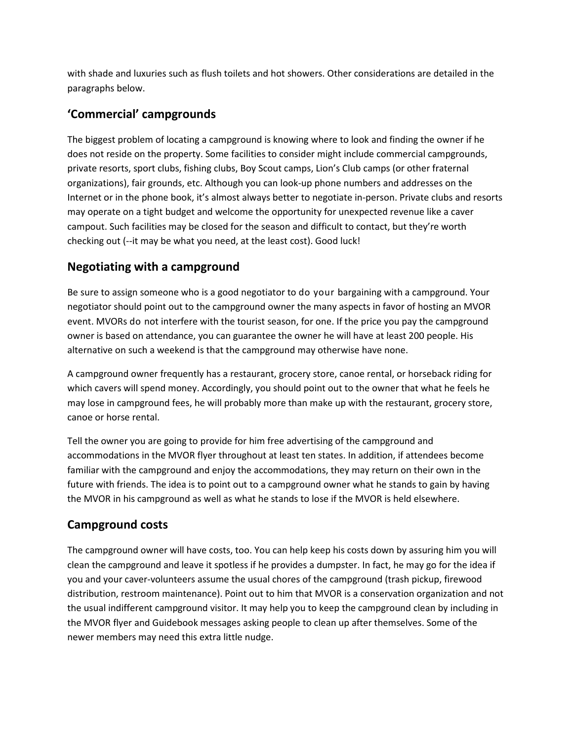with shade and luxuries such as flush toilets and hot showers. Other considerations are detailed in the paragraphs below.

## 'Commercial' campgrounds

The biggest problem of locating a campground is knowing where to look and finding the owner if he does not reside on the property. Some facilities to consider might include commercial campgrounds, private resorts, sport clubs, fishing clubs, Boy Scout camps, Lion's Club camps (or other fraternal organizations), fair grounds, etc. Although you can look-up phone numbers and addresses on the Internet or in the phone book, it's almost always better to negotiate in-person. Private clubs and resorts may operate on a tight budget and welcome the opportunity for unexpected revenue like a caver campout. Such facilities may be closed for the season and difficult to contact, but they're worth checking out (--it may be what you need, at the least cost). Good luck!

## Negotiating with a campground

Be sure to assign someone who is a good negotiator to do your bargaining with a campground. Your negotiator should point out to the campground owner the many aspects in favor of hosting an MVOR event. MVORs do not interfere with the tourist season, for one. If the price you pay the campground owner is based on attendance, you can guarantee the owner he will have at least 200 people. His alternative on such a weekend is that the campground may otherwise have none.

A campground owner frequently has a restaurant, grocery store, canoe rental, or horseback riding for which cavers will spend money. Accordingly, you should point out to the owner that what he feels he may lose in campground fees, he will probably more than make up with the restaurant, grocery store, canoe or horse rental.

Tell the owner you are going to provide for him free advertising of the campground and accommodations in the MVOR flyer throughout at least ten states. In addition, if attendees become familiar with the campground and enjoy the accommodations, they may return on their own in the future with friends. The idea is to point out to a campground owner what he stands to gain by having the MVOR in his campground as well as what he stands to lose if the MVOR is held elsewhere.

## Campground costs

The campground owner will have costs, too. You can help keep his costs down by assuring him you will clean the campground and leave it spotless if he provides a dumpster. In fact, he may go for the idea if you and your caver-volunteers assume the usual chores of the campground (trash pickup, firewood distribution, restroom maintenance). Point out to him that MVOR is a conservation organization and not the usual indifferent campground visitor. It may help you to keep the campground clean by including in the MVOR flyer and Guidebook messages asking people to clean up after themselves. Some of the newer members may need this extra little nudge.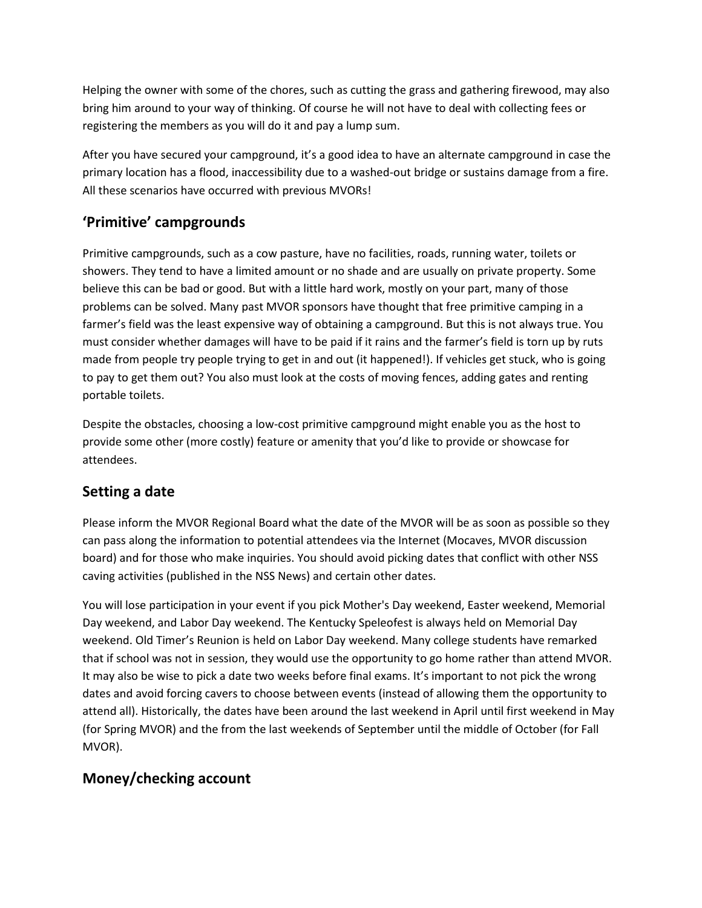Helping the owner with some of the chores, such as cutting the grass and gathering firewood, may also bring him around to your way of thinking. Of course he will not have to deal with collecting fees or registering the members as you will do it and pay a lump sum.

After you have secured your campground, it's a good idea to have an alternate campground in case the primary location has a flood, inaccessibility due to a washed-out bridge or sustains damage from a fire. All these scenarios have occurred with previous MVORs!

## 'Primitive' campgrounds

Primitive campgrounds, such as a cow pasture, have no facilities, roads, running water, toilets or showers. They tend to have a limited amount or no shade and are usually on private property. Some believe this can be bad or good. But with a little hard work, mostly on your part, many of those problems can be solved. Many past MVOR sponsors have thought that free primitive camping in a farmer's field was the least expensive way of obtaining a campground. But this is not always true. You must consider whether damages will have to be paid if it rains and the farmer's field is torn up by ruts made from people try people trying to get in and out (it happened!). If vehicles get stuck, who is going to pay to get them out? You also must look at the costs of moving fences, adding gates and renting portable toilets.

Despite the obstacles, choosing a low-cost primitive campground might enable you as the host to provide some other (more costly) feature or amenity that you'd like to provide or showcase for attendees.

## Setting a date

Please inform the MVOR Regional Board what the date of the MVOR will be as soon as possible so they can pass along the information to potential attendees via the Internet (Mocaves, MVOR discussion board) and for those who make inquiries. You should avoid picking dates that conflict with other NSS caving activities (published in the NSS News) and certain other dates.

You will lose participation in your event if you pick Mother's Day weekend, Easter weekend, Memorial Day weekend, and Labor Day weekend. The Kentucky Speleofest is always held on Memorial Day weekend. Old Timer's Reunion is held on Labor Day weekend. Many college students have remarked that if school was not in session, they would use the opportunity to go home rather than attend MVOR. It may also be wise to pick a date two weeks before final exams. It's important to not pick the wrong dates and avoid forcing cavers to choose between events (instead of allowing them the opportunity to attend all). Historically, the dates have been around the last weekend in April until first weekend in May (for Spring MVOR) and the from the last weekends of September until the middle of October (for Fall MVOR).

## Money/checking account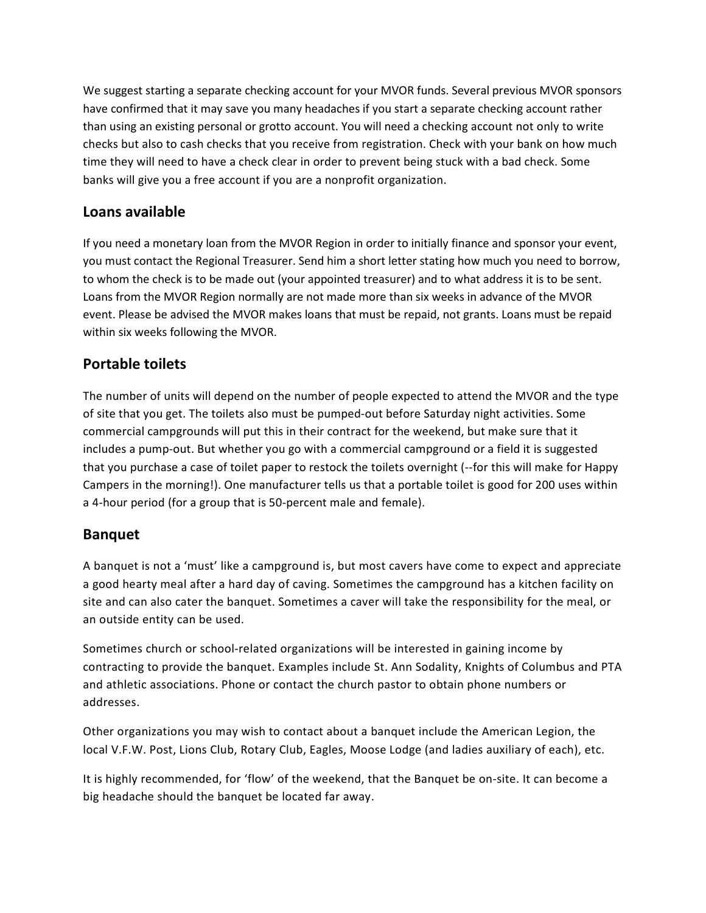We suggest starting a separate checking account for your MVOR funds. Several previous MVOR sponsors have confirmed that it may save you many headaches if you start a separate checking account rather than using an existing personal or grotto account. You will need a checking account not only to write checks but also to cash checks that you receive from registration. Check with your bank on how much time they will need to have a check clear in order to prevent being stuck with a bad check. Some banks will give you a free account if you are a nonprofit organization.

## Loans available

If you need a monetary loan from the MVOR Region in order to initially finance and sponsor your event, you must contact the Regional Treasurer. Send him a short letter stating how much you need to borrow, to whom the check is to be made out (your appointed treasurer) and to what address it is to be sent. Loans from the MVOR Region normally are not made more than six weeks in advance of the MVOR event. Please be advised the MVOR makes loans that must be repaid, not grants. Loans must be repaid within six weeks following the MVOR.

## Portable toilets

The number of units will depend on the number of people expected to attend the MVOR and the type of site that you get. The toilets also must be pumped-out before Saturday night activities. Some commercial campgrounds will put this in their contract for the weekend, but make sure that it includes a pump-out. But whether you go with a commercial campground or a field it is suggested that you purchase a case of toilet paper to restock the toilets overnight (--for this will make for Happy Campers in the morning!). One manufacturer tells us that a portable toilet is good for 200 uses within a 4-hour period (for a group that is 50-percent male and female).

## Banquet

A banquet is not a 'must' like a campground is, but most cavers have come to expect and appreciate a good hearty meal after a hard day of caving. Sometimes the campground has a kitchen facility on site and can also cater the banquet. Sometimes a caver will take the responsibility for the meal, or an outside entity can be used.

Sometimes church or school-related organizations will be interested in gaining income by contracting to provide the banquet. Examples include St. Ann Sodality, Knights of Columbus and PTA and athletic associations. Phone or contact the church pastor to obtain phone numbers or addresses.

Other organizations you may wish to contact about a banquet include the American Legion, the local V.F.W. Post, Lions Club, Rotary Club, Eagles, Moose Lodge (and ladies auxiliary of each), etc.

It is highly recommended, for 'flow' of the weekend, that the Banquet be on-site. It can become a big headache should the banquet be located far away.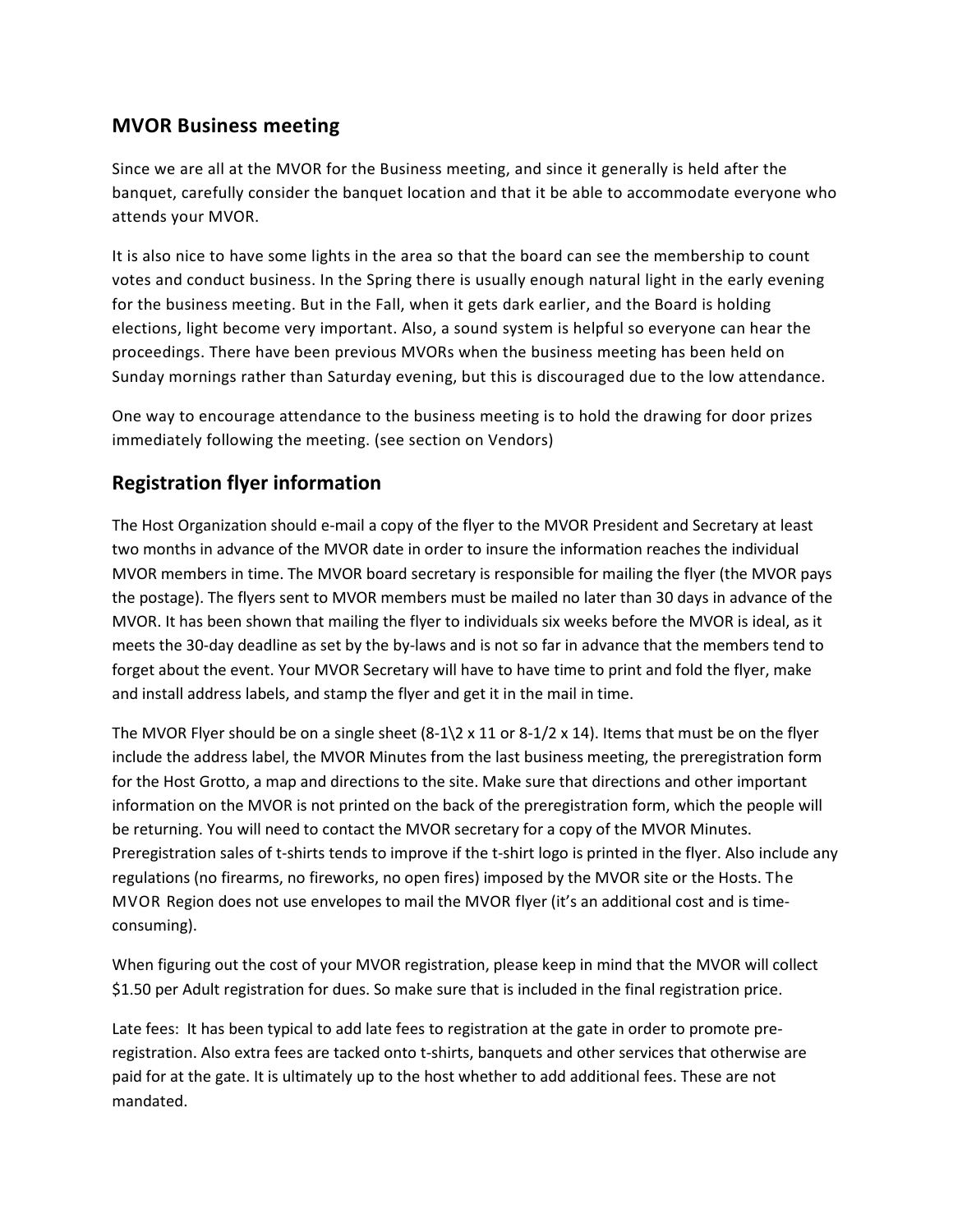## MVOR Business meeting

Since we are all at the MVOR for the Business meeting, and since it generally is held after the banquet, carefully consider the banquet location and that it be able to accommodate everyone who attends your MVOR.

It is also nice to have some lights in the area so that the board can see the membership to count votes and conduct business. In the Spring there is usually enough natural light in the early evening for the business meeting. But in the Fall, when it gets dark earlier, and the Board is holding elections, light become very important. Also, a sound system is helpful so everyone can hear the proceedings. There have been previous MVORs when the business meeting has been held on Sunday mornings rather than Saturday evening, but this is discouraged due to the low attendance.

One way to encourage attendance to the business meeting is to hold the drawing for door prizes immediately following the meeting. (see section on Vendors)

## Registration flyer information

The Host Organization should e-mail a copy of the flyer to the MVOR President and Secretary at least two months in advance of the MVOR date in order to insure the information reaches the individual MVOR members in time. The MVOR board secretary is responsible for mailing the flyer (the MVOR pays the postage). The flyers sent to MVOR members must be mailed no later than 30 days in advance of the MVOR. It has been shown that mailing the flyer to individuals six weeks before the MVOR is ideal, as it meets the 30-day deadline as set by the by-laws and is not so far in advance that the members tend to forget about the event. Your MVOR Secretary will have to have time to print and fold the flyer, make and install address labels, and stamp the flyer and get it in the mail in time.

The MVOR Flyer should be on a single sheet (8-1\2 x 11 or 8-1/2 x 14). Items that must be on the flyer include the address label, the MVOR Minutes from the last business meeting, the preregistration form for the Host Grotto, a map and directions to the site. Make sure that directions and other important information on the MVOR is not printed on the back of the preregistration form, which the people will be returning. You will need to contact the MVOR secretary for a copy of the MVOR Minutes. Preregistration sales of t-shirts tends to improve if the t-shirt logo is printed in the flyer. Also include any regulations (no firearms, no fireworks, no open fires) imposed by the MVOR site or the Hosts. The MVOR Region does not use envelopes to mail the MVOR flyer (it's an additional cost and is time-consuming).

When figuring out the cost of your MVOR registration, please keep in mind that the MVOR will collect $1.50 per Adult registration for dues. So make sure that is included in the final registration price.

Late fees: It has been typical to add late fees to registration at the gate in order to promote pre-registration. Also extra fees are tacked onto t-shirts, banquets and other services that otherwise are paid for at the gate. It is ultimately up to the host whether to add additional fees. These are not mandated.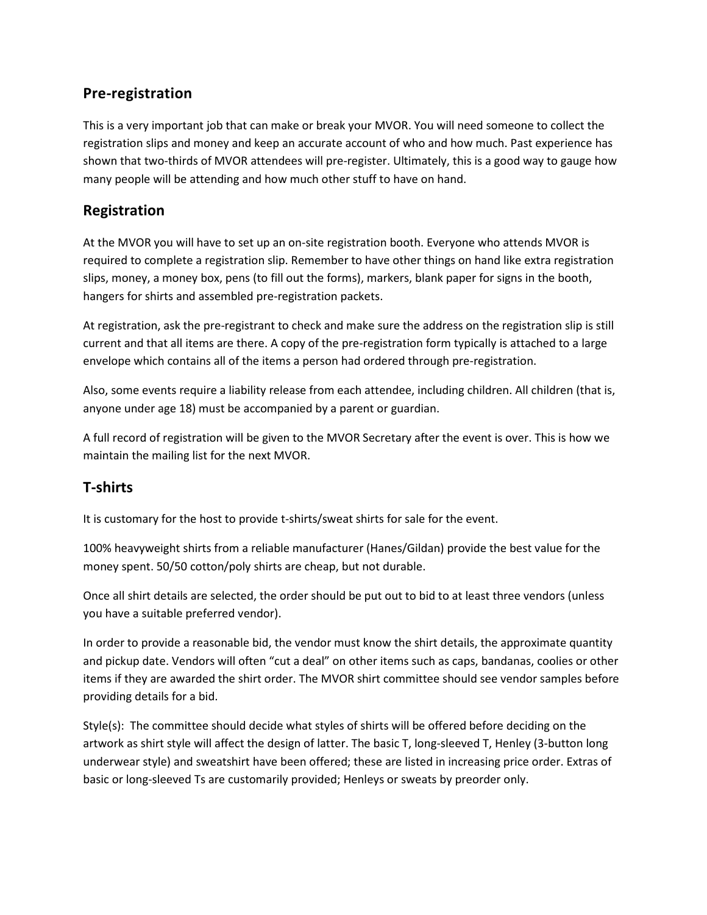## Pre-registration

This is a very important job that can make or break your MVOR. You will need someone to collect the registration slips and money and keep an accurate account of who and how much. Past experience has shown that two-thirds of MVOR attendees will pre-register. Ultimately, this is a good way to gauge how many people will be attending and how much other stuff to have on hand.

## Registration

At the MVOR you will have to set up an on-site registration booth. Everyone who attends MVOR is required to complete a registration slip. Remember to have other things on hand like extra registration slips, money, a money box, pens (to fill out the forms), markers, blank paper for signs in the booth, hangers for shirts and assembled pre-registration packets.

At registration, ask the pre-registrant to check and make sure the address on the registration slip is still current and that all items are there. A copy of the pre-registration form typically is attached to a large envelope which contains all of the items a person had ordered through pre-registration.

Also, some events require a liability release from each attendee, including children. All children (that is, anyone under age 18) must be accompanied by a parent or guardian.

A full record of registration will be given to the MVOR Secretary after the event is over. This is how we maintain the mailing list for the next MVOR.

## T-shirts

It is customary for the host to provide t-shirts/sweat shirts for sale for the event.

100% heavyweight shirts from a reliable manufacturer (Hanes/Gildan) provide the best value for the money spent. 50/50 cotton/poly shirts are cheap, but not durable.

Once all shirt details are selected, the order should be put out to bid to at least three vendors (unless you have a suitable preferred vendor).

In order to provide a reasonable bid, the vendor must know the shirt details, the approximate quantity and pickup date. Vendors will often "cut a deal" on other items such as caps, bandanas, coolies or other items if they are awarded the shirt order. The MVOR shirt committee should see vendor samples before providing details for a bid.

Style(s): The committee should decide what styles of shirts will be offered before deciding on the artwork as shirt style will affect the design of latter. The basic T, long-sleeved T, Henley (3-button long underwear style) and sweatshirt have been offered; these are listed in increasing price order. Extras of basic or long-sleeved Ts are customarily provided; Henleys or sweats by preorder only.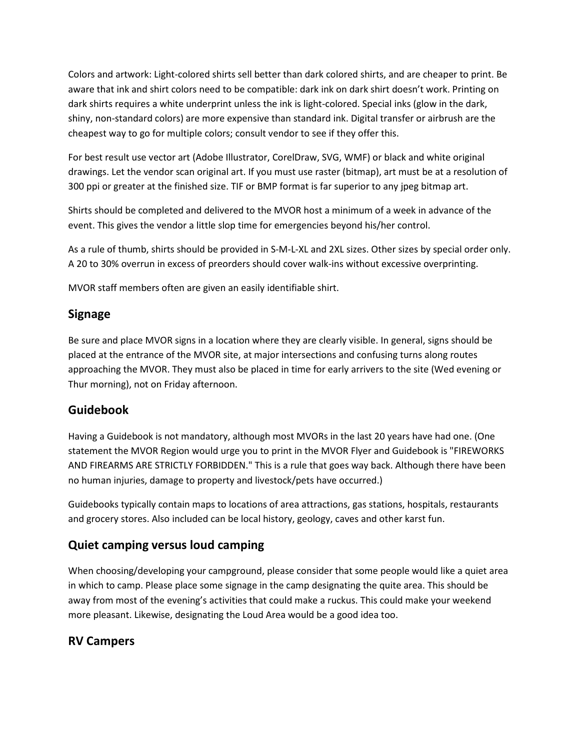Colors and artwork: Light-colored shirts sell better than dark colored shirts, and are cheaper to print. Be aware that ink and shirt colors need to be compatible: dark ink on dark shirt doesn't work. Printing on dark shirts requires a white underprint unless the ink is light-colored. Special inks (glow in the dark, shiny, non-standard colors) are more expensive than standard ink. Digital transfer or airbrush are the cheapest way to go for multiple colors; consult vendor to see if they offer this.

For best result use vector art (Adobe Illustrator, CorelDraw, SVG, WMF) or black and white original drawings. Let the vendor scan original art. If you must use raster (bitmap), art must be at a resolution of 300 ppi or greater at the finished size. TIF or BMP format is far superior to any jpeg bitmap art.

Shirts should be completed and delivered to the MVOR host a minimum of a week in advance of the event. This gives the vendor a little slop time for emergencies beyond his/her control.

As a rule of thumb, shirts should be provided in S-M-L-XL and 2XL sizes. Other sizes by special order only. A 20 to 30% overrun in excess of preorders should cover walk-ins without excessive overprinting.

MVOR staff members often are given an easily identifiable shirt.

## Signage

Be sure and place MVOR signs in a location where they are clearly visible. In general, signs should be placed at the entrance of the MVOR site, at major intersections and confusing turns along routes approaching the MVOR. They must also be placed in time for early arrivers to the site (Wed evening or Thur morning), not on Friday afternoon.

## Guidebook

Having a Guidebook is not mandatory, although most MVORs in the last 20 years have had one. (One statement the MVOR Region would urge you to print in the MVOR Flyer and Guidebook is "FIREWORKS AND FIREARMS ARE STRICTLY FORBIDDEN." This is a rule that goes way back. Although there have been no human injuries, damage to property and livestock/pets have occurred.)

Guidebooks typically contain maps to locations of area attractions, gas stations, hospitals, restaurants and grocery stores. Also included can be local history, geology, caves and other karst fun.

## Quiet camping versus loud camping

When choosing/developing your campground, please consider that some people would like a quiet area in which to camp. Please place some signage in the camp designating the quite area. This should be away from most of the evening's activities that could make a ruckus. This could make your weekend more pleasant. Likewise, designating the Loud Area would be a good idea too.

## RV Campers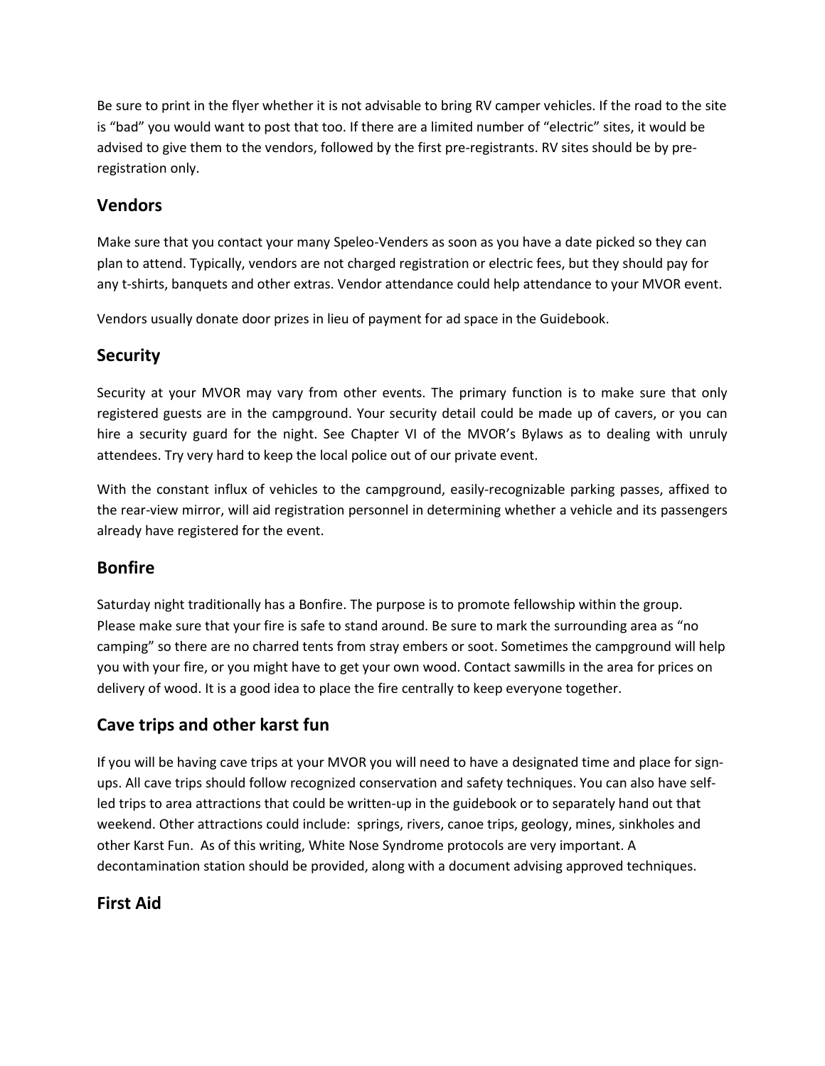Be sure to print in the flyer whether it is not advisable to bring RV camper vehicles. If the road to the site is "bad" you would want to post that too. If there are a limited number of "electric" sites, it would be advised to give them to the vendors, followed by the first pre-registrants. RV sites should be by pre-registration only.

## Vendors

Make sure that you contact your many Speleo-Venders as soon as you have a date picked so they can plan to attend. Typically, vendors are not charged registration or electric fees, but they should pay for any t-shirts, banquets and other extras. Vendor attendance could help attendance to your MVOR event.

Vendors usually donate door prizes in lieu of payment for ad space in the Guidebook.

## Security

Security at your MVOR may vary from other events. The primary function is to make sure that only registered guests are in the campground. Your security detail could be made up of cavers, or you can hire a security guard for the night. See Chapter VI of the MVOR's Bylaws as to dealing with unruly attendees. Try very hard to keep the local police out of our private event.

With the constant influx of vehicles to the campground, easily-recognizable parking passes, affixed to the rear-view mirror, will aid registration personnel in determining whether a vehicle and its passengers already have registered for the event.

## Bonfire

Saturday night traditionally has a Bonfire. The purpose is to promote fellowship within the group. Please make sure that your fire is safe to stand around. Be sure to mark the surrounding area as "no camping" so there are no charred tents from stray embers or soot. Sometimes the campground will help you with your fire, or you might have to get your own wood. Contact sawmills in the area for prices on delivery of wood. It is a good idea to place the fire centrally to keep everyone together.

## Cave trips and other karst fun

If you will be having cave trips at your MVOR you will need to have a designated time and place for sign-ups. All cave trips should follow recognized conservation and safety techniques. You can also have self-led trips to area attractions that could be written-up in the guidebook or to separately hand out that weekend. Other attractions could include: springs, rivers, canoe trips, geology, mines, sinkholes and other Karst Fun. As of this writing, White Nose Syndrome protocols are very important. A decontamination station should be provided, along with a document advising approved techniques.

## First Aid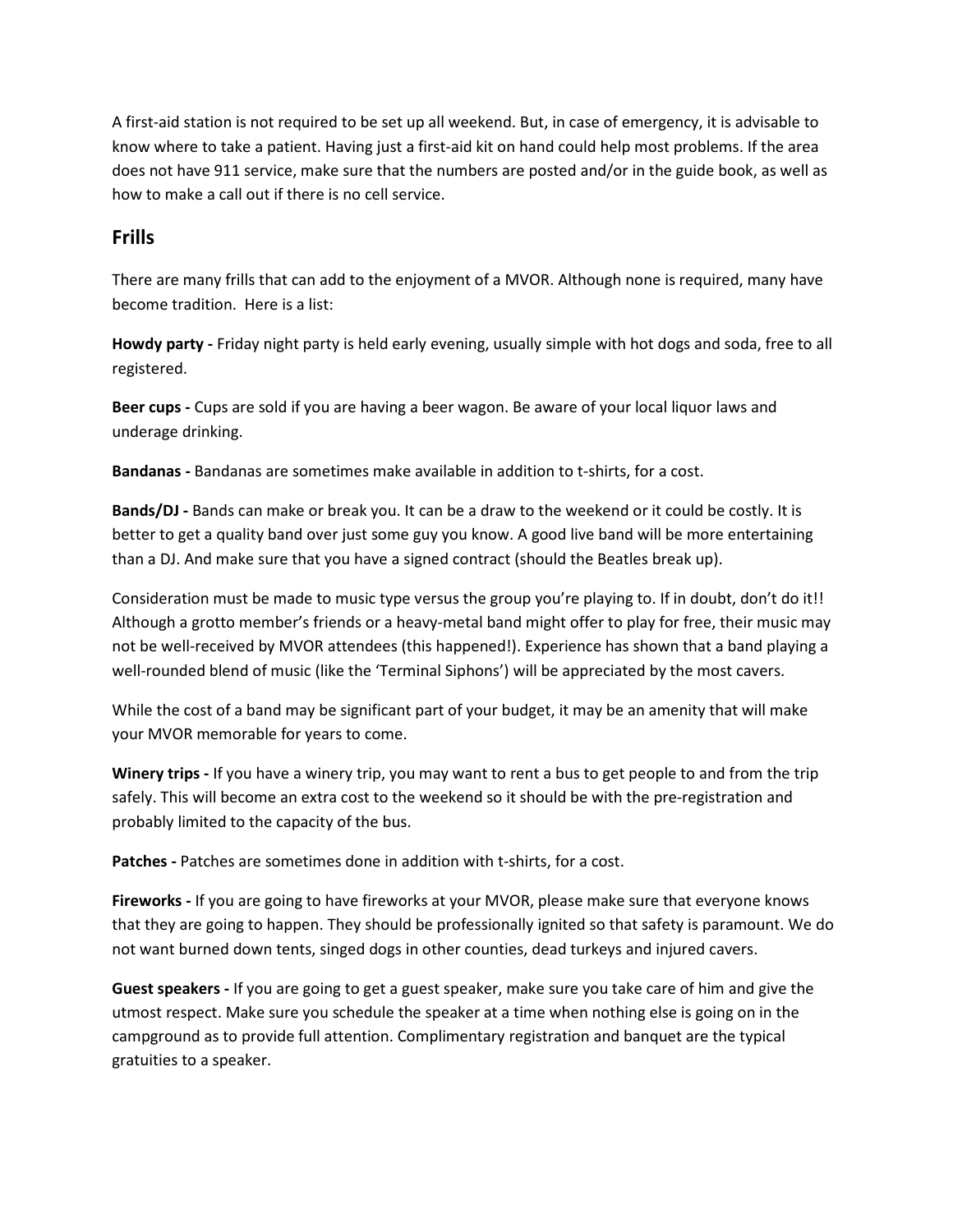A first-aid station is not required to be set up all weekend. But, in case of emergency, it is advisable to know where to take a patient. Having just a first-aid kit on hand could help most problems. If the area does not have 911 service, make sure that the numbers are posted and/or in the guide book, as well as how to make a call out if there is no cell service.

## Frills

There are many frills that can add to the enjoyment of a MVOR. Although none is required, many have become tradition. Here is a list:

**Howdy party -** Friday night party is held early evening, usually simple with hot dogs and soda, free to all registered.

**Beer cups -** Cups are sold if you are having a beer wagon. Be aware of your local liquor laws and underage drinking.

**Bandanas -** Bandanas are sometimes make available in addition to t-shirts, for a cost.

**Bands/DJ -** Bands can make or break you. It can be a draw to the weekend or it could be costly. It is better to get a quality band over just some guy you know. A good live band will be more entertaining than a DJ. And make sure that you have a signed contract (should the Beatles break up).

Consideration must be made to music type versus the group you're playing to. If in doubt, don't do it!! Although a grotto member's friends or a heavy-metal band might offer to play for free, their music may not be well-received by MVOR attendees (this happened!). Experience has shown that a band playing a well-rounded blend of music (like the 'Terminal Siphons') will be appreciated by the most cavers.

While the cost of a band may be significant part of your budget, it may be an amenity that will make your MVOR memorable for years to come.

**Winery trips -** If you have a winery trip, you may want to rent a bus to get people to and from the trip safely. This will become an extra cost to the weekend so it should be with the pre-registration and probably limited to the capacity of the bus.

**Patches -** Patches are sometimes done in addition with t-shirts, for a cost.

**Fireworks -** If you are going to have fireworks at your MVOR, please make sure that everyone knows that they are going to happen. They should be professionally ignited so that safety is paramount. We do not want burned down tents, singed dogs in other counties, dead turkeys and injured cavers.

**Guest speakers -** If you are going to get a guest speaker, make sure you take care of him and give the utmost respect. Make sure you schedule the speaker at a time when nothing else is going on in the campground as to provide full attention. Complimentary registration and banquet are the typical gratuities to a speaker.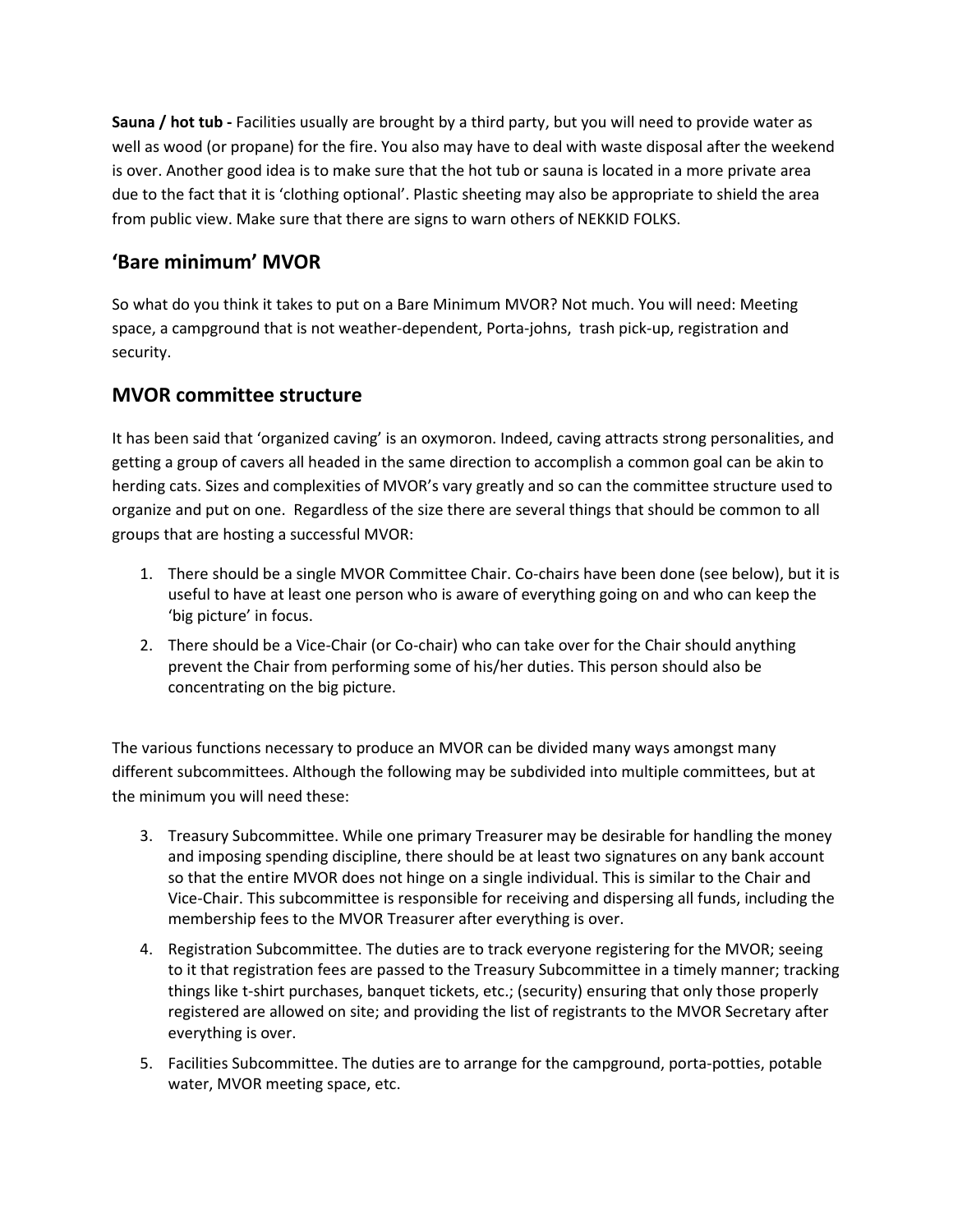**Sauna / hot tub -** Facilities usually are brought by a third party, but you will need to provide water as well as wood (or propane) for the fire. You also may have to deal with waste disposal after the weekend is over. Another good idea is to make sure that the hot tub or sauna is located in a more private area due to the fact that it is 'clothing optional'. Plastic sheeting may also be appropriate to shield the area from public view. Make sure that there are signs to warn others of NEKKID FOLKS.

## 'Bare minimum' MVOR

So what do you think it takes to put on a Bare Minimum MVOR? Not much. You will need: Meeting space, a campground that is not weather-dependent, Porta-johns, trash pick-up, registration and security.

## MVOR committee structure

It has been said that 'organized caving' is an oxymoron. Indeed, caving attracts strong personalities, and getting a group of cavers all headed in the same direction to accomplish a common goal can be akin to herding cats. Sizes and complexities of MVOR's vary greatly and so can the committee structure used to organize and put on one. Regardless of the size there are several things that should be common to all groups that are hosting a successful MVOR:

1. There should be a single MVOR Committee Chair. Co-chairs have been done (see below), but it is useful to have at least one person who is aware of everything going on and who can keep the 'big picture' in focus.
2. There should be a Vice-Chair (or Co-chair) who can take over for the Chair should anything prevent the Chair from performing some of his/her duties. This person should also be concentrating on the big picture.

The various functions necessary to produce an MVOR can be divided many ways amongst many different subcommittees. Although the following may be subdivided into multiple committees, but at the minimum you will need these:

3. Treasury Subcommittee. While one primary Treasurer may be desirable for handling the money and imposing spending discipline, there should be at least two signatures on any bank account so that the entire MVOR does not hinge on a single individual. This is similar to the Chair and Vice-Chair. This subcommittee is responsible for receiving and dispersing all funds, including the membership fees to the MVOR Treasurer after everything is over.
4. Registration Subcommittee. The duties are to track everyone registering for the MVOR; seeing to it that registration fees are passed to the Treasury Subcommittee in a timely manner; tracking things like t-shirt purchases, banquet tickets, etc.; (security) ensuring that only those properly registered are allowed on site; and providing the list of registrants to the MVOR Secretary after everything is over.
5. Facilities Subcommittee. The duties are to arrange for the campground, porta-potties, potable water, MVOR meeting space, etc.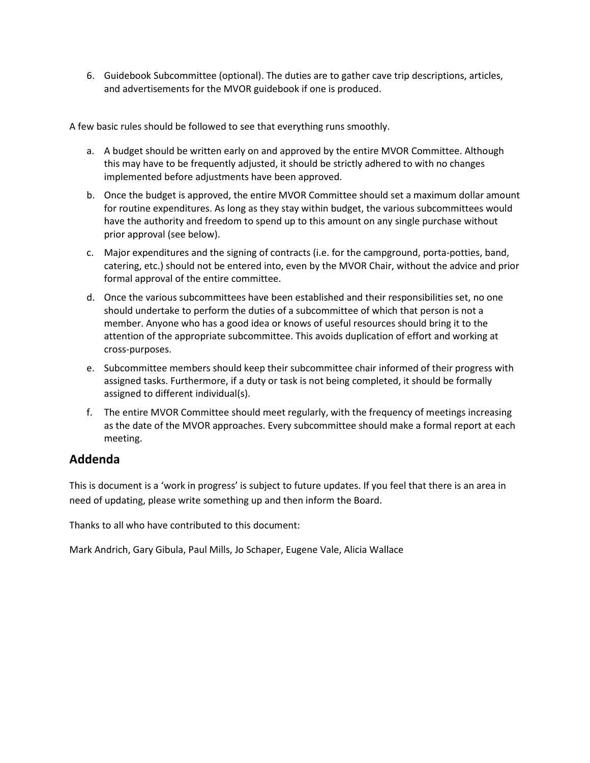6. Guidebook Subcommittee (optional). The duties are to gather cave trip descriptions, articles, and advertisements for the MVOR guidebook if one is produced.

A few basic rules should be followed to see that everything runs smoothly.

a. A budget should be written early on and approved by the entire MVOR Committee. Although this may have to be frequently adjusted, it should be strictly adhered to with no changes implemented before adjustments have been approved.

b. Once the budget is approved, the entire MVOR Committee should set a maximum dollar amount for routine expenditures. As long as they stay within budget, the various subcommittees would have the authority and freedom to spend up to this amount on any single purchase without prior approval (see below).

c. Major expenditures and the signing of contracts (i.e. for the campground, porta-potties, band, catering, etc.) should not be entered into, even by the MVOR Chair, without the advice and prior formal approval of the entire committee.

d. Once the various subcommittees have been established and their responsibilities set, no one should undertake to perform the duties of a subcommittee of which that person is not a member. Anyone who has a good idea or knows of useful resources should bring it to the attention of the appropriate subcommittee. This avoids duplication of effort and working at cross-purposes.

e. Subcommittee members should keep their subcommittee chair informed of their progress with assigned tasks. Furthermore, if a duty or task is not being completed, it should be formally assigned to different individual(s).

f. The entire MVOR Committee should meet regularly, with the frequency of meetings increasing as the date of the MVOR approaches. Every subcommittee should make a formal report at each meeting.

## Addenda

This is document is a 'work in progress' is subject to future updates. If you feel that there is an area in need of updating, please write something up and then inform the Board.

Thanks to all who have contributed to this document:

Mark Andrich, Gary Gibula, Paul Mills, Jo Schaper, Eugene Vale, Alicia Wallace